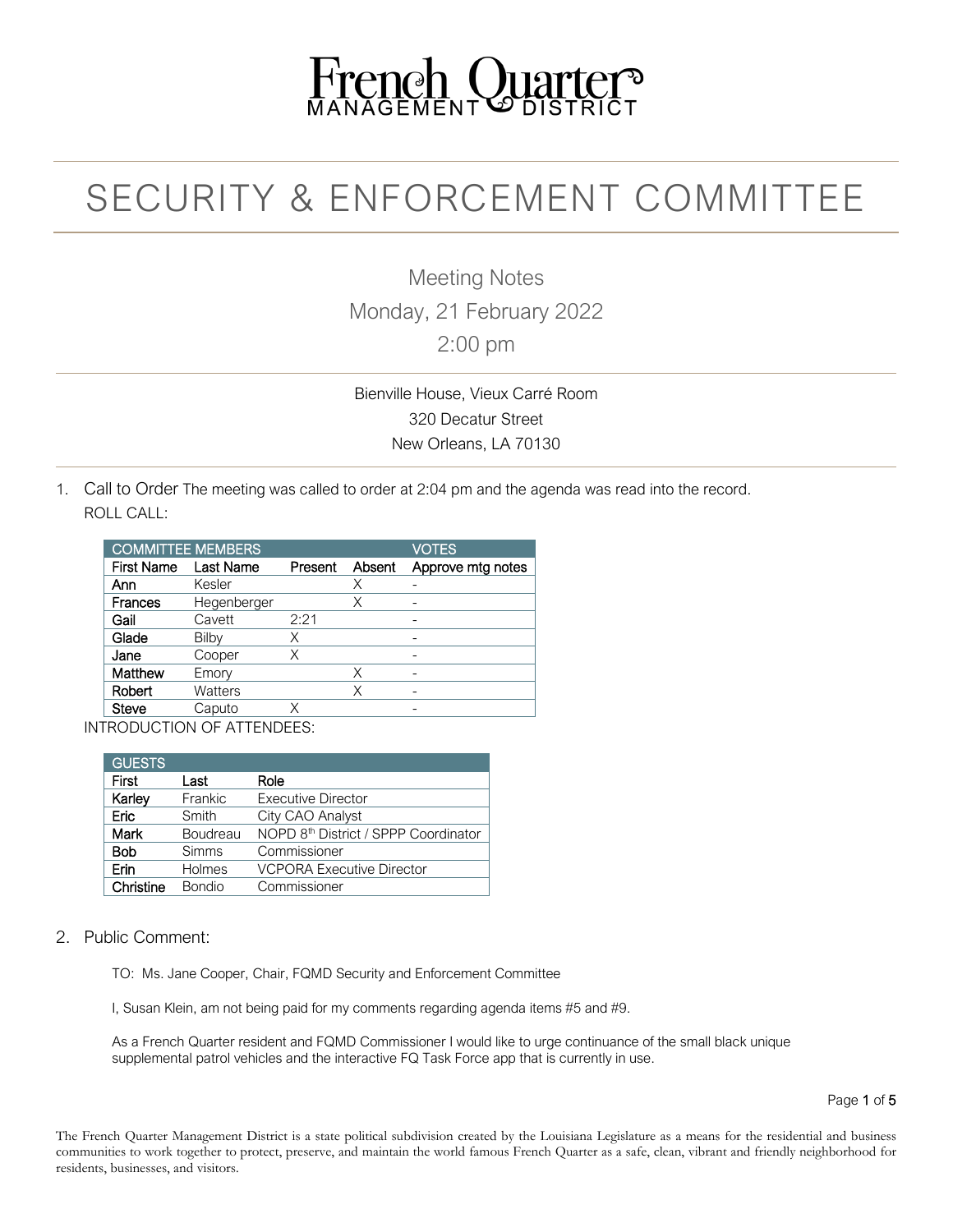# French Quarter MANAGEMENT DISTRICT

# SECURITY & ENFORCEMENT COMMITTEE

Meeting Notes
Monday, 21 February 2022
2:00 pm

Bienville House, Vieux Carré Room
320 Decatur Street
New Orleans, LA 70130

1. Call to Order The meeting was called to order at 2:04 pm and the agenda was read into the record.

ROLL CALL:

| COMMITTEE MEMBERS | | | | VOTES |
|---|---|---|---|---|
| First Name | Last Name | Present | Absent | Approve mtg notes |
| Ann | Kesler | | X | - |
| Frances | Hegenberger | | X | - |
| Gail | Cavett | 2:21 | | - |
| Glade | Bilby | X | | - |
| Jane | Cooper | X | | - |
| Matthew | Emory | | X | - |
| Robert | Watters | | X | - |
| Steve | Caputo | X | | - |

INTRODUCTION OF ATTENDEES:

| GUESTS | | |
|---|---|---|
| First | Last | Role |
| Karley | Frankic | Executive Director |
| Eric | Smith | City CAO Analyst |
| Mark | Boudreau | NOPD 8th District / SPPP Coordinator |
| Bob | Simms | Commissioner |
| Erin | Holmes | VCPORA Executive Director |
| Christine | Bondio | Commissioner |

2. Public Comment:

TO: Ms. Jane Cooper, Chair, FQMD Security and Enforcement Committee

I, Susan Klein, am not being paid for my comments regarding agenda items #5 and #9.

As a French Quarter resident and FQMD Commissioner I would like to urge continuance of the small black unique supplemental patrol vehicles and the interactive FQ Task Force app that is currently in use.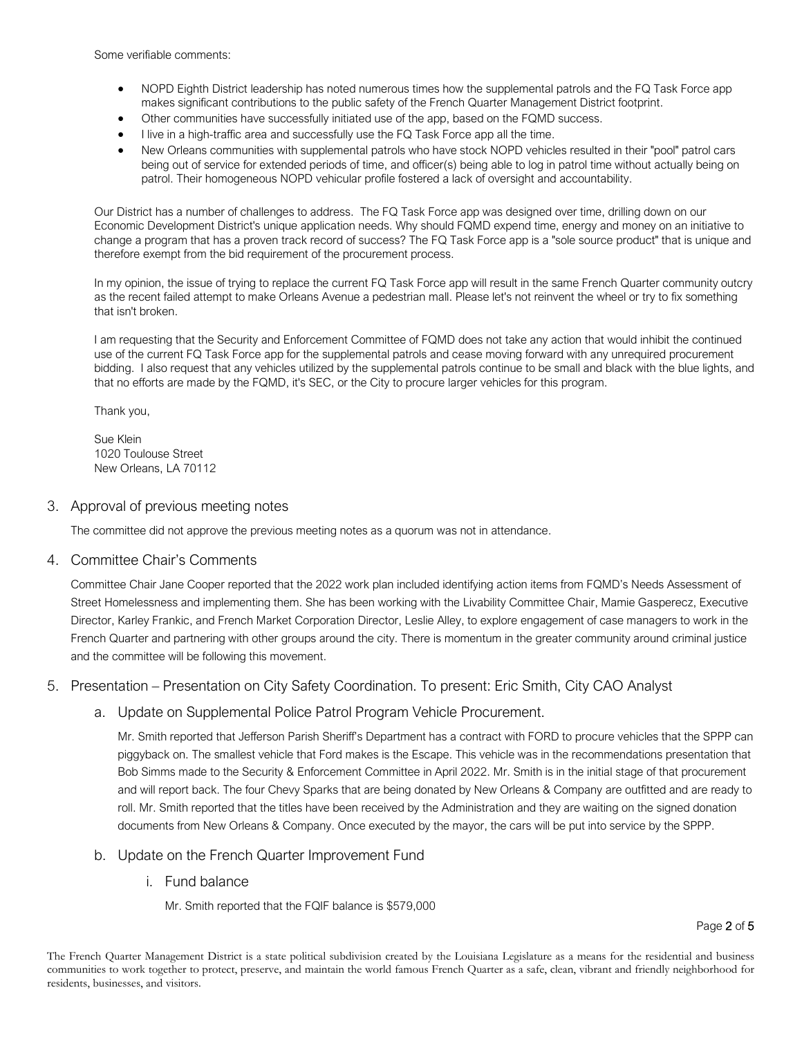Some verifiable comments:

- NOPD Eighth District leadership has noted numerous times how the supplemental patrols and the FQ Task Force app makes significant contributions to the public safety of the French Quarter Management District footprint.
- Other communities have successfully initiated use of the app, based on the FQMD success.
- I live in a high-traffic area and successfully use the FQ Task Force app all the time.
- New Orleans communities with supplemental patrols who have stock NOPD vehicles resulted in their "pool" patrol cars being out of service for extended periods of time, and officer(s) being able to log in patrol time without actually being on patrol. Their homogeneous NOPD vehicular profile fostered a lack of oversight and accountability.

Our District has a number of challenges to address. The FQ Task Force app was designed over time, drilling down on our Economic Development District's unique application needs. Why should FQMD expend time, energy and money on an initiative to change a program that has a proven track record of success? The FQ Task Force app is a "sole source product" that is unique and therefore exempt from the bid requirement of the procurement process.

In my opinion, the issue of trying to replace the current FQ Task Force app will result in the same French Quarter community outcry as the recent failed attempt to make Orleans Avenue a pedestrian mall. Please let's not reinvent the wheel or try to fix something that isn't broken.

I am requesting that the Security and Enforcement Committee of FQMD does not take any action that would inhibit the continued use of the current FQ Task Force app for the supplemental patrols and cease moving forward with any unrequired procurement bidding. I also request that any vehicles utilized by the supplemental patrols continue to be small and black with the blue lights, and that no efforts are made by the FQMD, it's SEC, or the City to procure larger vehicles for this program.

Thank you,

Sue Klein
1020 Toulouse Street
New Orleans, LA 70112

## 3. Approval of previous meeting notes

The committee did not approve the previous meeting notes as a quorum was not in attendance.

## 4. Committee Chair's Comments

Committee Chair Jane Cooper reported that the 2022 work plan included identifying action items from FQMD's Needs Assessment of Street Homelessness and implementing them. She has been working with the Livability Committee Chair, Mamie Gasperecz, Executive Director, Karley Frankic, and French Market Corporation Director, Leslie Alley, to explore engagement of case managers to work in the French Quarter and partnering with other groups around the city. There is momentum in the greater community around criminal justice and the committee will be following this movement.

## 5. Presentation – Presentation on City Safety Coordination. To present: Eric Smith, City CAO Analyst

### a. Update on Supplemental Police Patrol Program Vehicle Procurement.

Mr. Smith reported that Jefferson Parish Sheriff's Department has a contract with FORD to procure vehicles that the SPPP can piggyback on. The smallest vehicle that Ford makes is the Escape. This vehicle was in the recommendations presentation that Bob Simms made to the Security & Enforcement Committee in April 2022. Mr. Smith is in the initial stage of that procurement and will report back. The four Chevy Sparks that are being donated by New Orleans & Company are outfitted and are ready to roll. Mr. Smith reported that the titles have been received by the Administration and they are waiting on the signed donation documents from New Orleans & Company. Once executed by the mayor, the cars will be put into service by the SPPP.

### b. Update on the French Quarter Improvement Fund

#### i. Fund balance

Mr. Smith reported that the FQIF balance is $579,000

The French Quarter Management District is a state political subdivision created by the Louisiana Legislature as a means for the residential and business communities to work together to protect, preserve, and maintain the world famous French Quarter as a safe, clean, vibrant and friendly neighborhood for residents, businesses, and visitors.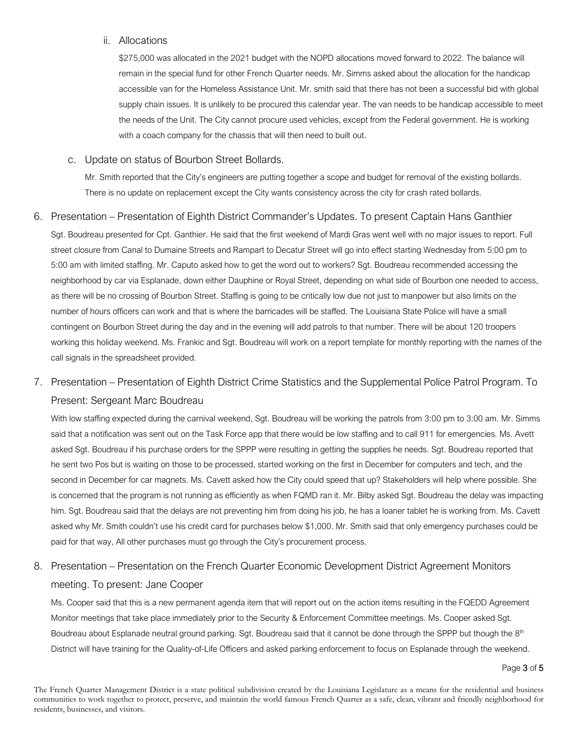ii. Allocations

$275,000 was allocated in the 2021 budget with the NOPD allocations moved forward to 2022. The balance will remain in the special fund for other French Quarter needs. Mr. Simms asked about the allocation for the handicap accessible van for the Homeless Assistance Unit. Mr. smith said that there has not been a successful bid with global supply chain issues. It is unlikely to be procured this calendar year. The van needs to be handicap accessible to meet the needs of the Unit. The City cannot procure used vehicles, except from the Federal government. He is working with a coach company for the chassis that will then need to built out.

c. Update on status of Bourbon Street Bollards.

Mr. Smith reported that the City's engineers are putting together a scope and budget for removal of the existing bollards. There is no update on replacement except the City wants consistency across the city for crash rated bollards.

6. Presentation – Presentation of Eighth District Commander's Updates. To present Captain Hans Ganthier

Sgt. Boudreau presented for Cpt. Ganthier. He said that the first weekend of Mardi Gras went well with no major issues to report. Full street closure from Canal to Dumaine Streets and Rampart to Decatur Street will go into effect starting Wednesday from 5:00 pm to 5:00 am with limited staffing. Mr. Caputo asked how to get the word out to workers? Sgt. Boudreau recommended accessing the neighborhood by car via Esplanade, down either Dauphine or Royal Street, depending on what side of Bourbon one needed to access, as there will be no crossing of Bourbon Street. Staffing is going to be critically low due not just to manpower but also limits on the number of hours officers can work and that is where the barricades will be staffed. The Louisiana State Police will have a small contingent on Bourbon Street during the day and in the evening will add patrols to that number. There will be about 120 troopers working this holiday weekend. Ms. Frankic and Sgt. Boudreau will work on a report template for monthly reporting with the names of the call signals in the spreadsheet provided.

7. Presentation – Presentation of Eighth District Crime Statistics and the Supplemental Police Patrol Program. To Present: Sergeant Marc Boudreau

With low staffing expected during the carnival weekend, Sgt. Boudreau will be working the patrols from 3:00 pm to 3:00 am. Mr. Simms said that a notification was sent out on the Task Force app that there would be low staffing and to call 911 for emergencies. Ms. Avett asked Sgt. Boudreau if his purchase orders for the SPPP were resulting in getting the supplies he needs. Sgt. Boudreau reported that he sent two Pos but is waiting on those to be processed, started working on the first in December for computers and tech, and the second in December for car magnets. Ms. Cavett asked how the City could speed that up? Stakeholders will help where possible. She is concerned that the program is not running as efficiently as when FQMD ran it. Mr. Bilby asked Sgt. Boudreau the delay was impacting him. Sgt. Boudreau said that the delays are not preventing him from doing his job, he has a loaner tablet he is working from. Ms. Cavett asked why Mr. Smith couldn't use his credit card for purchases below $1,000. Mr. Smith said that only emergency purchases could be paid for that way, All other purchases must go through the City's procurement process.

8. Presentation – Presentation on the French Quarter Economic Development District Agreement Monitors meeting. To present: Jane Cooper

Ms. Cooper said that this is a new permanent agenda item that will report out on the action items resulting in the FQEDD Agreement Monitor meetings that take place immediately prior to the Security & Enforcement Committee meetings. Ms. Cooper asked Sgt. Boudreau about Esplanade neutral ground parking. Sgt. Boudreau said that it cannot be done through the SPPP but though the 8th District will have training for the Quality-of-Life Officers and asked parking enforcement to focus on Esplanade through the weekend.

The French Quarter Management District is a state political subdivision created by the Louisiana Legislature as a means for the residential and business communities to work together to protect, preserve, and maintain the world famous French Quarter as a safe, clean, vibrant and friendly neighborhood for residents, businesses, and visitors.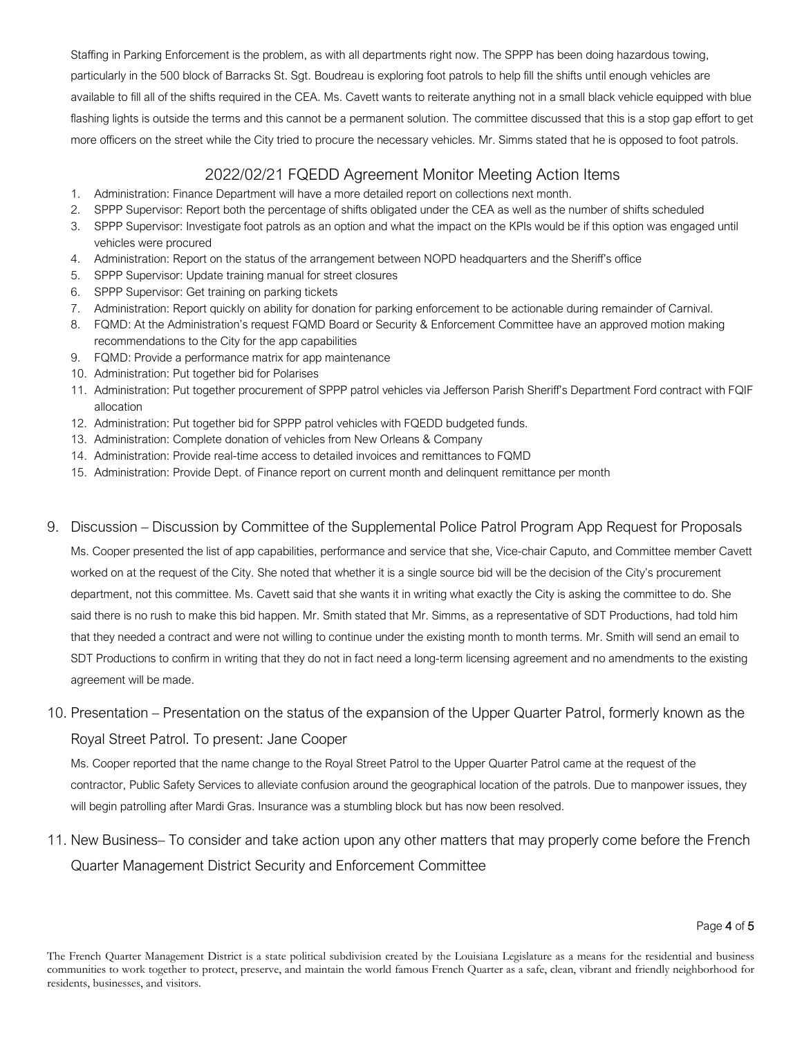Staffing in Parking Enforcement is the problem, as with all departments right now. The SPPP has been doing hazardous towing, particularly in the 500 block of Barracks St. Sgt. Boudreau is exploring foot patrols to help fill the shifts until enough vehicles are available to fill all of the shifts required in the CEA. Ms. Cavett wants to reiterate anything not in a small black vehicle equipped with blue flashing lights is outside the terms and this cannot be a permanent solution. The committee discussed that this is a stop gap effort to get more officers on the street while the City tried to procure the necessary vehicles. Mr. Simms stated that he is opposed to foot patrols.

## 2022/02/21 FQEDD Agreement Monitor Meeting Action Items

1. Administration: Finance Department will have a more detailed report on collections next month.
2. SPPP Supervisor: Report both the percentage of shifts obligated under the CEA as well as the number of shifts scheduled
3. SPPP Supervisor: Investigate foot patrols as an option and what the impact on the KPIs would be if this option was engaged until vehicles were procured
4. Administration: Report on the status of the arrangement between NOPD headquarters and the Sheriff's office
5. SPPP Supervisor: Update training manual for street closures
6. SPPP Supervisor: Get training on parking tickets
7. Administration: Report quickly on ability for donation for parking enforcement to be actionable during remainder of Carnival.
8. FQMD: At the Administration's request FQMD Board or Security & Enforcement Committee have an approved motion making recommendations to the City for the app capabilities
9. FQMD: Provide a performance matrix for app maintenance
10. Administration: Put together bid for Polarises
11. Administration: Put together procurement of SPPP patrol vehicles via Jefferson Parish Sheriff's Department Ford contract with FQIF allocation
12. Administration: Put together bid for SPPP patrol vehicles with FQEDD budgeted funds.
13. Administration: Complete donation of vehicles from New Orleans & Company
14. Administration: Provide real-time access to detailed invoices and remittances to FQMD
15. Administration: Provide Dept. of Finance report on current month and delinquent remittance per month

9. Discussion – Discussion by Committee of the Supplemental Police Patrol Program App Request for Proposals

   Ms. Cooper presented the list of app capabilities, performance and service that she, Vice-chair Caputo, and Committee member Cavett worked on at the request of the City. She noted that whether it is a single source bid will be the decision of the City's procurement department, not this committee. Ms. Cavett said that she wants it in writing what exactly the City is asking the committee to do. She said there is no rush to make this bid happen. Mr. Smith stated that Mr. Simms, as a representative of SDT Productions, had told him that they needed a contract and were not willing to continue under the existing month to month terms. Mr. Smith will send an email to SDT Productions to confirm in writing that they do not in fact need a long-term licensing agreement and no amendments to the existing agreement will be made.

10. Presentation – Presentation on the status of the expansion of the Upper Quarter Patrol, formerly known as the Royal Street Patrol. To present: Jane Cooper

    Ms. Cooper reported that the name change to the Royal Street Patrol to the Upper Quarter Patrol came at the request of the contractor, Public Safety Services to alleviate confusion around the geographical location of the patrols. Due to manpower issues, they will begin patrolling after Mardi Gras. Insurance was a stumbling block but has now been resolved.

11. New Business– To consider and take action upon any other matters that may properly come before the French Quarter Management District Security and Enforcement Committee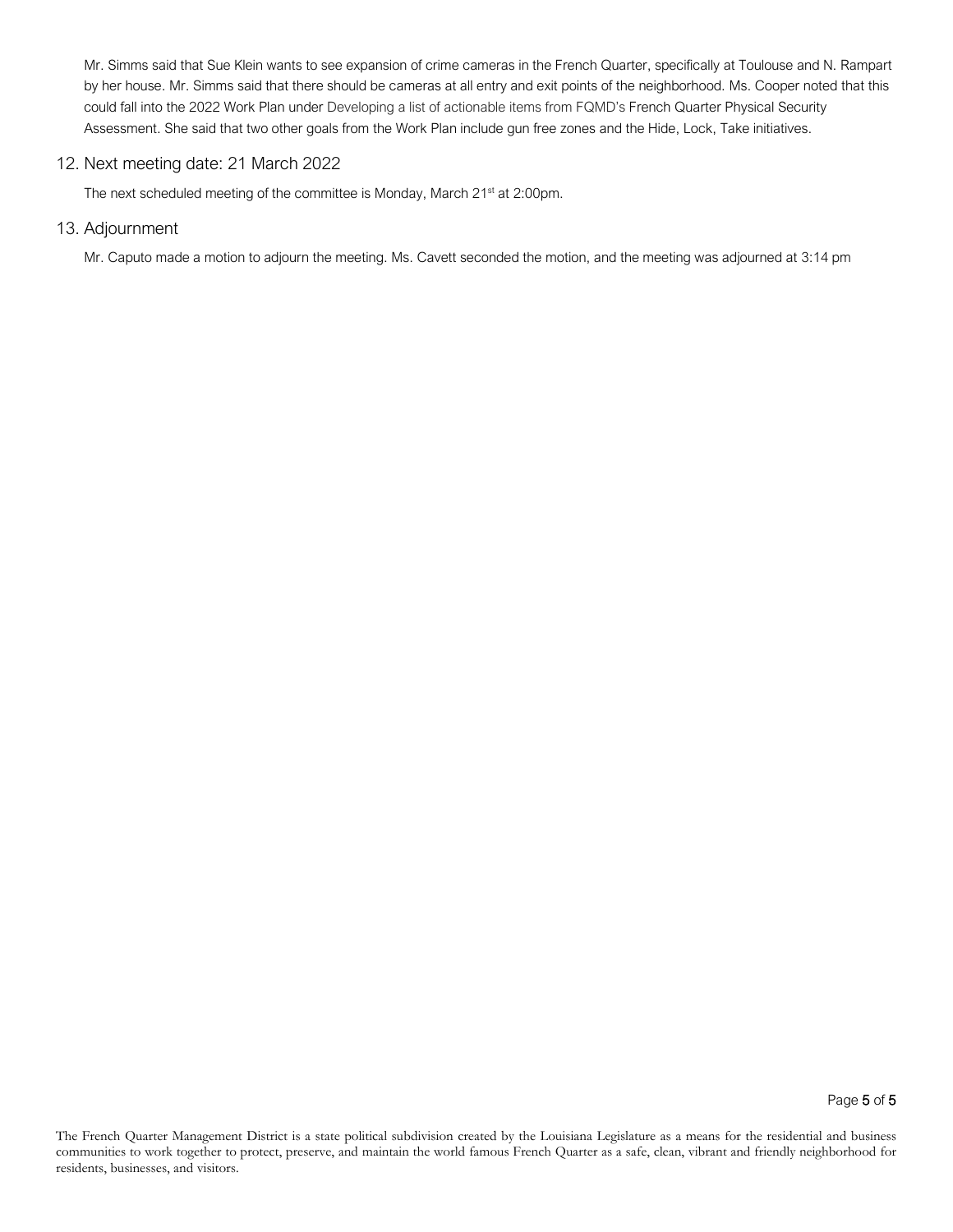Mr. Simms said that Sue Klein wants to see expansion of crime cameras in the French Quarter, specifically at Toulouse and N. Rampart by her house. Mr. Simms said that there should be cameras at all entry and exit points of the neighborhood. Ms. Cooper noted that this could fall into the 2022 Work Plan under Developing a list of actionable items from FQMD's French Quarter Physical Security Assessment. She said that two other goals from the Work Plan include gun free zones and the Hide, Lock, Take initiatives.

## 12. Next meeting date: 21 March 2022

The next scheduled meeting of the committee is Monday, March 21st at 2:00pm.

## 13. Adjournment

Mr. Caputo made a motion to adjourn the meeting. Ms. Cavett seconded the motion, and the meeting was adjourned at 3:14 pm

The French Quarter Management District is a state political subdivision created by the Louisiana Legislature as a means for the residential and business communities to work together to protect, preserve, and maintain the world famous French Quarter as a safe, clean, vibrant and friendly neighborhood for residents, businesses, and visitors.